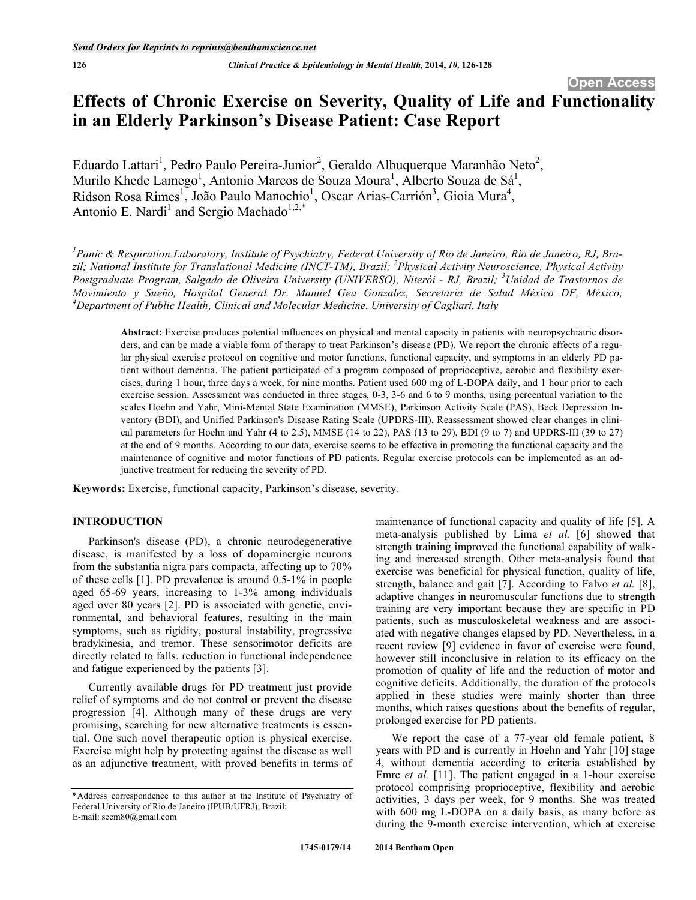# Effects of Chronic Exercise on Severity, Quality of Life and Functionality in an Elderly Parkinson's Disease Patient: Case Report

Eduardo Lattari[1], Pedro Paulo Pereira-Junior[2], Geraldo Albuquerque Maranhão Neto[2], Murilo Khede Lamego[1], Antonio Marcos de Souza Moura[1], Alberto Souza de Sá[1], Ridson Rosa Rimes[1], João Paulo Manochio[1], Oscar Arias-Carrión[3], Gioia Mura[4], Antonio E. Nardi[1] and Sergio Machado[1,2,*]

[1]*Panic & Respiration Laboratory, Institute of Psychiatry, Federal University of Rio de Janeiro, Rio de Janeiro, RJ, Brazil; National Institute for Translational Medicine (INCT-TM), Brazil;* [2]*Physical Activity Neuroscience, Physical Activity Postgraduate Program, Salgado de Oliveira University (UNIVERSO), Niterói - RJ, Brazil;* [3]*Unidad de Trastornos de Movimiento y Sueño, Hospital General Dr. Manuel Gea Gonzalez, Secretaria de Salud México DF, México;* [4]*Department of Public Health, Clinical and Molecular Medicine. University of Cagliari, Italy*

**Abstract:** Exercise produces potential influences on physical and mental capacity in patients with neuropsychiatric disorders, and can be made a viable form of therapy to treat Parkinson's disease (PD). We report the chronic effects of a regular physical exercise protocol on cognitive and motor functions, functional capacity, and symptoms in an elderly PD patient without dementia. The patient participated of a program composed of proprioceptive, aerobic and flexibility exercises, during 1 hour, three days a week, for nine months. Patient used 600 mg of L-DOPA daily, and 1 hour prior to each exercise session. Assessment was conducted in three stages, 0-3, 3-6 and 6 to 9 months, using percentual variation to the scales Hoehn and Yahr, Mini-Mental State Examination (MMSE), Parkinson Activity Scale (PAS), Beck Depression Inventory (BDI), and Unified Parkinson's Disease Rating Scale (UPDRS-III). Reassessment showed clear changes in clinical parameters for Hoehn and Yahr (4 to 2.5), MMSE (14 to 22), PAS (13 to 29), BDI (9 to 7) and UPDRS-III (39 to 27) at the end of 9 months. According to our data, exercise seems to be effective in promoting the functional capacity and the maintenance of cognitive and motor functions of PD patients. Regular exercise protocols can be implemented as an adjunctive treatment for reducing the severity of PD.

**Keywords:** Exercise, functional capacity, Parkinson's disease, severity.

## INTRODUCTION

Parkinson's disease (PD), a chronic neurodegenerative disease, is manifested by a loss of dopaminergic neurons from the substantia nigra pars compacta, affecting up to 70% of these cells [1]. PD prevalence is around 0.5-1% in people aged 65-69 years, increasing to 1-3% among individuals aged over 80 years [2]. PD is associated with genetic, environmental, and behavioral features, resulting in the main symptoms, such as rigidity, postural instability, progressive bradykinesia, and tremor. These sensorimotor deficits are directly related to falls, reduction in functional independence and fatigue experienced by the patients [3].

Currently available drugs for PD treatment just provide relief of symptoms and do not control or prevent the disease progression [4]. Although many of these drugs are very promising, searching for new alternative treatments is essential. One such novel therapeutic option is physical exercise. Exercise might help by protecting against the disease as well as an adjunctive treatment, with proved benefits in terms of maintenance of functional capacity and quality of life [5]. A meta-analysis published by Lima *et al.* [6] showed that strength training improved the functional capability of walking and increased strength. Other meta-analysis found that exercise was beneficial for physical function, quality of life, strength, balance and gait [7]. According to Falvo *et al.* [8], adaptive changes in neuromuscular functions due to strength training are very important because they are specific in PD patients, such as musculoskeletal weakness and are associated with negative changes elapsed by PD. Nevertheless, in a recent review [9] evidence in favor of exercise were found, however still inconclusive in relation to its efficacy on the promotion of quality of life and the reduction of motor and cognitive deficits. Additionally, the duration of the protocols applied in these studies were mainly shorter than three months, which raises questions about the benefits of regular, prolonged exercise for PD patients.

We report the case of a 77-year old female patient, 8 years with PD and is currently in Hoehn and Yahr [10] stage 4, without dementia according to criteria established by Emre *et al.* [11]. The patient engaged in a 1-hour exercise protocol comprising proprioceptive, flexibility and aerobic activities, 3 days per week, for 9 months. She was treated with 600 mg L-DOPA on a daily basis, as many before as during the 9-month exercise intervention, which at exercise

*Address correspondence to this author at the Institute of Psychiatry of Federal University of Rio de Janeiro (IPUB/UFRJ), Brazil; E-mail: secm80@gmail.com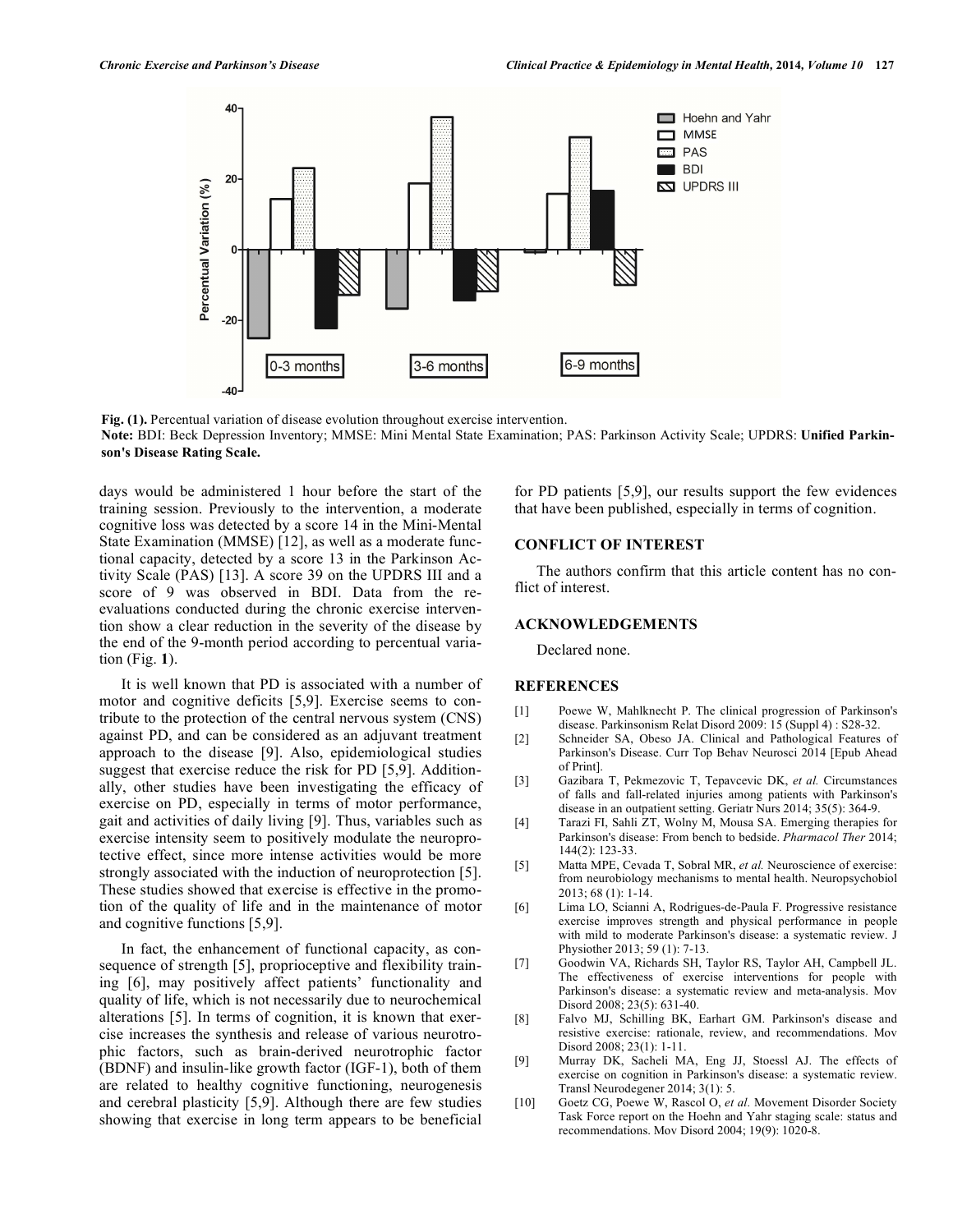**Fig. (1).** Percentual variation of disease evolution throughout exercise intervention.

**Note:** BDI: Beck Depression Inventory; MMSE: Mini Mental State Examination; PAS: Parkinson Activity Scale; UPDRS: **Unified Parkinson's Disease Rating Scale.**

days would be administered 1 hour before the start of the training session. Previously to the intervention, a moderate cognitive loss was detected by a score 14 in the Mini-Mental State Examination (MMSE) [12], as well as a moderate functional capacity, detected by a score 13 in the Parkinson Activity Scale (PAS) [13]. A score 39 on the UPDRS III and a score of 9 was observed in BDI. Data from the re-evaluations conducted during the chronic exercise intervention show a clear reduction in the severity of the disease by the end of the 9-month period according to percentual variation (Fig. **1**).

It is well known that PD is associated with a number of motor and cognitive deficits [5,9]. Exercise seems to contribute to the protection of the central nervous system (CNS) against PD, and can be considered as an adjuvant treatment approach to the disease [9]. Also, epidemiological studies suggest that exercise reduce the risk for PD [5,9]. Additionally, other studies have been investigating the efficacy of exercise on PD, especially in terms of motor performance, gait and activities of daily living [9]. Thus, variables such as exercise intensity seem to positively modulate the neuroprotective effect, since more intense activities would be more strongly associated with the induction of neuroprotection [5]. These studies showed that exercise is effective in the promotion of the quality of life and in the maintenance of motor and cognitive functions [5,9].

In fact, the enhancement of functional capacity, as consequence of strength [5], proprioceptive and flexibility training [6], may positively affect patients' functionality and quality of life, which is not necessarily due to neurochemical alterations [5]. In terms of cognition, it is known that exercise increases the synthesis and release of various neurotrophic factors, such as brain-derived neurotrophic factor (BDNF) and insulin-like growth factor (IGF-1), both of them are related to healthy cognitive functioning, neurogenesis and cerebral plasticity [5,9]. Although there are few studies showing that exercise in long term appears to be beneficial for PD patients [5,9], our results support the few evidences that have been published, especially in terms of cognition.

## CONFLICT OF INTEREST

The authors confirm that this article content has no conflict of interest.

## ACKNOWLEDGEMENTS

Declared none.

## REFERENCES

[1] Poewe W, Mahlknecht P. The clinical progression of Parkinson's disease. Parkinsonism Relat Disord 2009: 15 (Suppl 4) : S28-32.

[2] Schneider SA, Obeso JA. Clinical and Pathological Features of Parkinson's Disease. Curr Top Behav Neurosci 2014 [Epub Ahead of Print].

[3] Gazibara T, Pekmezovic T, Tepavcevic DK, *et al.* Circumstances of falls and fall-related injuries among patients with Parkinson's disease in an outpatient setting. Geriatr Nurs 2014; 35(5): 364-9.

[4] Tarazi FI, Sahli ZT, Wolny M, Mousa SA. Emerging therapies for Parkinson's disease: From bench to bedside. *Pharmacol Ther* 2014; 144(2): 123-33.

[5] Matta MPE, Cevada T, Sobral MR, *et al.* Neuroscience of exercise: from neurobiology mechanisms to mental health. Neuropsychobiol 2013; 68 (1): 1-14.

[6] Lima LO, Scianni A, Rodrigues-de-Paula F. Progressive resistance exercise improves strength and physical performance in people with mild to moderate Parkinson's disease: a systematic review. J Physiother 2013; 59 (1): 7-13.

[7] Goodwin VA, Richards SH, Taylor RS, Taylor AH, Campbell JL. The effectiveness of exercise interventions for people with Parkinson's disease: a systematic review and meta-analysis. Mov Disord 2008; 23(5): 631-40.

[8] Falvo MJ, Schilling BK, Earhart GM. Parkinson's disease and resistive exercise: rationale, review, and recommendations. Mov Disord 2008; 23(1): 1-11.

[9] Murray DK, Sacheli MA, Eng JJ, Stoessl AJ. The effects of exercise on cognition in Parkinson's disease: a systematic review. Transl Neurodegener 2014; 3(1): 5.

[10] Goetz CG, Poewe W, Rascol O, *et al.* Movement Disorder Society Task Force report on the Hoehn and Yahr staging scale: status and recommendations. Mov Disord 2004; 19(9): 1020-8.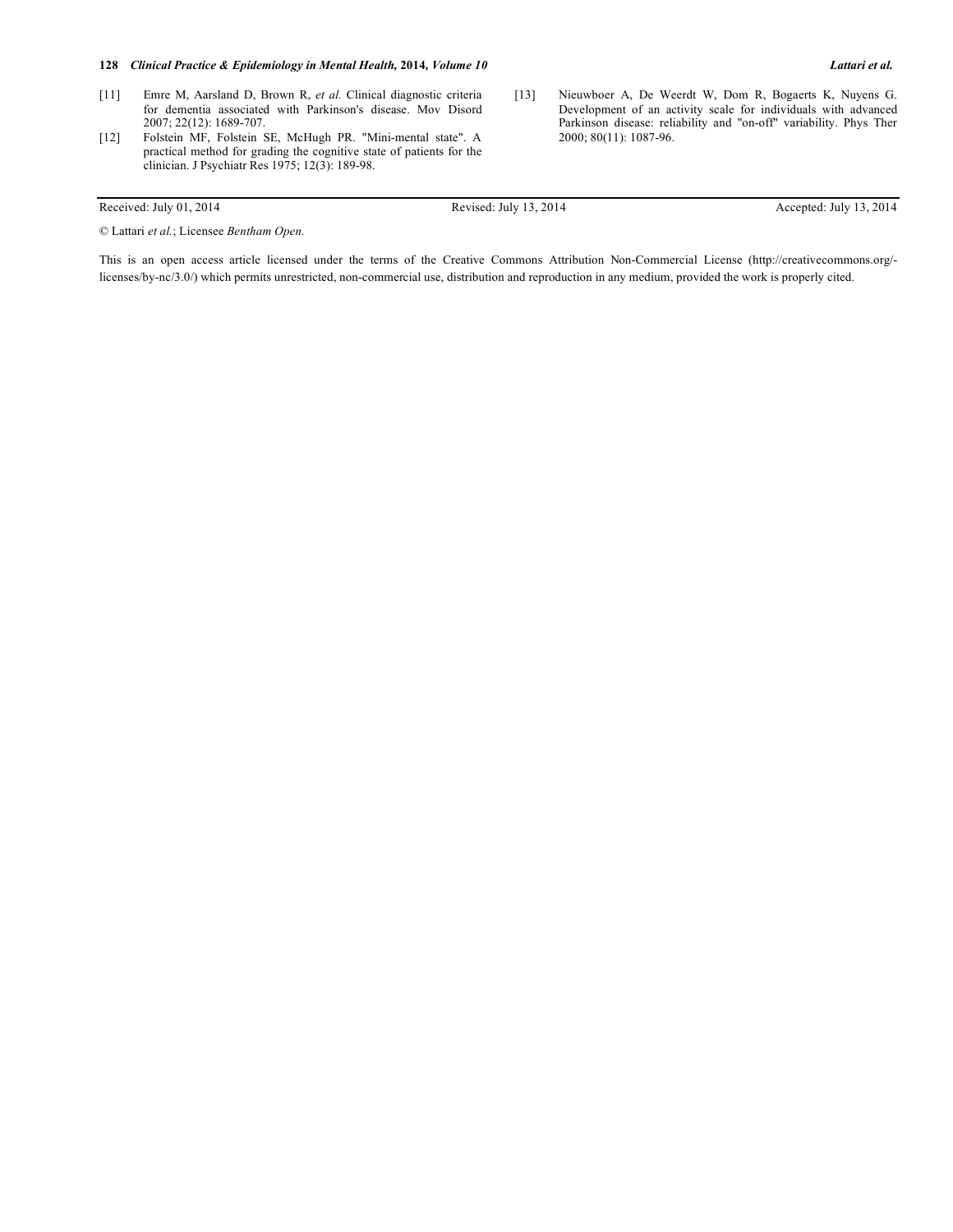[11] Emre M, Aarsland D, Brown R, *et al.* Clinical diagnostic criteria for dementia associated with Parkinson's disease. Mov Disord 2007; 22(12): 1689-707.

[12] Folstein MF, Folstein SE, McHugh PR. "Mini-mental state". A practical method for grading the cognitive state of patients for the clinician. J Psychiatr Res 1975; 12(3): 189-98.

[13] Nieuwboer A, De Weerdt W, Dom R, Bogaerts K, Nuyens G. Development of an activity scale for individuals with advanced Parkinson disease: reliability and "on-off" variability. Phys Ther 2000; 80(11): 1087-96.

---

Received: July 01, 2014 Revised: July 13, 2014 Accepted: July 13, 2014

© Lattari *et al.*; Licensee *Bentham Open.*

This is an open access article licensed under the terms of the Creative Commons Attribution Non-Commercial License (http://creativecommons.org/-licenses/by-nc/3.0/) which permits unrestricted, non-commercial use, distribution and reproduction in any medium, provided the work is properly cited.